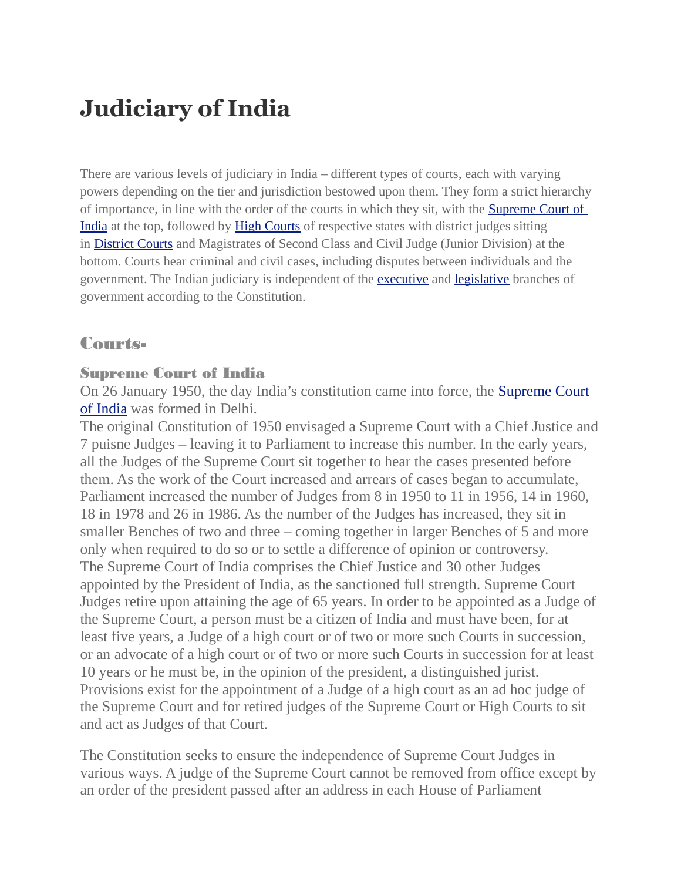# Judiciary of India

There are various levels of judiciary in India – different types of courts, each with varying powers depending on the tier and jurisdiction bestowed upon them. They form a strict hierarchy of importance, in line with the order of the courts in which they sit, with the [Supreme Court of India]() at the top, followed by [High Courts]() of respective states with district judges sitting in [District Courts]() and Magistrates of Second Class and Civil Judge (Junior Division) at the bottom. Courts hear criminal and civil cases, including disputes between individuals and the government. The Indian judiciary is independent of the [executive]() and [legislative]() branches of government according to the Constitution.

## Courts-

### Supreme Court of India

On 26 January 1950, the day India's constitution came into force, the [Supreme Court of India]() was formed in Delhi.
The original Constitution of 1950 envisaged a Supreme Court with a Chief Justice and 7 puisne Judges – leaving it to Parliament to increase this number. In the early years, all the Judges of the Supreme Court sit together to hear the cases presented before them. As the work of the Court increased and arrears of cases began to accumulate, Parliament increased the number of Judges from 8 in 1950 to 11 in 1956, 14 in 1960, 18 in 1978 and 26 in 1986. As the number of the Judges has increased, they sit in smaller Benches of two and three – coming together in larger Benches of 5 and more only when required to do so or to settle a difference of opinion or controversy.
The Supreme Court of India comprises the Chief Justice and 30 other Judges appointed by the President of India, as the sanctioned full strength. Supreme Court Judges retire upon attaining the age of 65 years. In order to be appointed as a Judge of the Supreme Court, a person must be a citizen of India and must have been, for at least five years, a Judge of a high court or of two or more such Courts in succession, or an advocate of a high court or of two or more such Courts in succession for at least 10 years or he must be, in the opinion of the president, a distinguished jurist. Provisions exist for the appointment of a Judge of a high court as an ad hoc judge of the Supreme Court and for retired judges of the Supreme Court or High Courts to sit and act as Judges of that Court.

The Constitution seeks to ensure the independence of Supreme Court Judges in various ways. A judge of the Supreme Court cannot be removed from office except by an order of the president passed after an address in each House of Parliament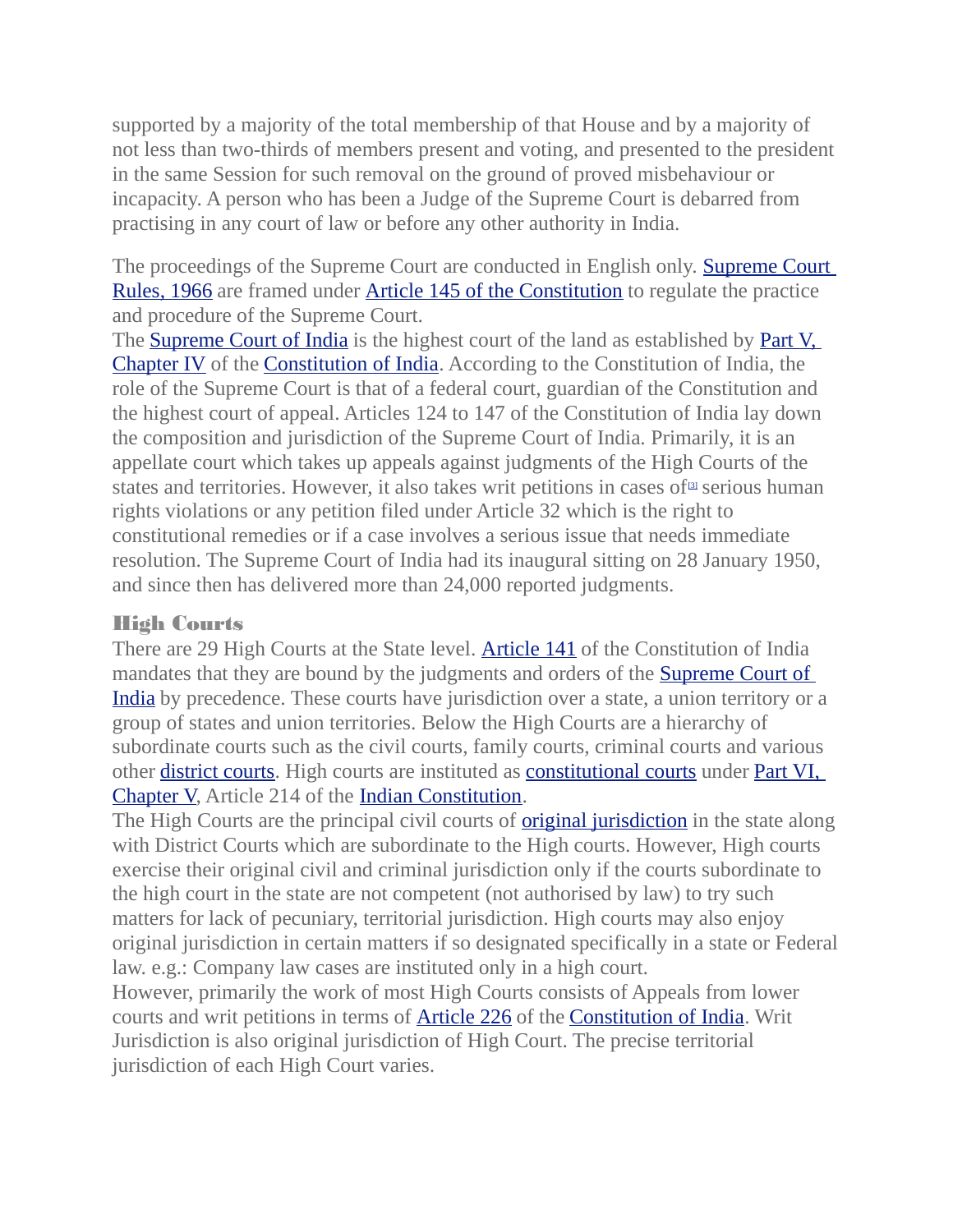supported by a majority of the total membership of that House and by a majority of not less than two-thirds of members present and voting, and presented to the president in the same Session for such removal on the ground of proved misbehaviour or incapacity. A person who has been a Judge of the Supreme Court is debarred from practising in any court of law or before any other authority in India.

The proceedings of the Supreme Court are conducted in English only. Supreme Court Rules, 1966 are framed under Article 145 of the Constitution to regulate the practice and procedure of the Supreme Court.
The Supreme Court of India is the highest court of the land as established by Part V, Chapter IV of the Constitution of India. According to the Constitution of India, the role of the Supreme Court is that of a federal court, guardian of the Constitution and the highest court of appeal. Articles 124 to 147 of the Constitution of India lay down the composition and jurisdiction of the Supreme Court of India. Primarily, it is an appellate court which takes up appeals against judgments of the High Courts of the states and territories. However, it also takes writ petitions in cases of[3] serious human rights violations or any petition filed under Article 32 which is the right to constitutional remedies or if a case involves a serious issue that needs immediate resolution. The Supreme Court of India had its inaugural sitting on 28 January 1950, and since then has delivered more than 24,000 reported judgments.

## High Courts

There are 29 High Courts at the State level. Article 141 of the Constitution of India mandates that they are bound by the judgments and orders of the Supreme Court of India by precedence. These courts have jurisdiction over a state, a union territory or a group of states and union territories. Below the High Courts are a hierarchy of subordinate courts such as the civil courts, family courts, criminal courts and various other district courts. High courts are instituted as constitutional courts under Part VI, Chapter V, Article 214 of the Indian Constitution.
The High Courts are the principal civil courts of original jurisdiction in the state along with District Courts which are subordinate to the High courts. However, High courts exercise their original civil and criminal jurisdiction only if the courts subordinate to the high court in the state are not competent (not authorised by law) to try such matters for lack of pecuniary, territorial jurisdiction. High courts may also enjoy original jurisdiction in certain matters if so designated specifically in a state or Federal law. e.g.: Company law cases are instituted only in a high court.
However, primarily the work of most High Courts consists of Appeals from lower courts and writ petitions in terms of Article 226 of the Constitution of India. Writ Jurisdiction is also original jurisdiction of High Court. The precise territorial jurisdiction of each High Court varies.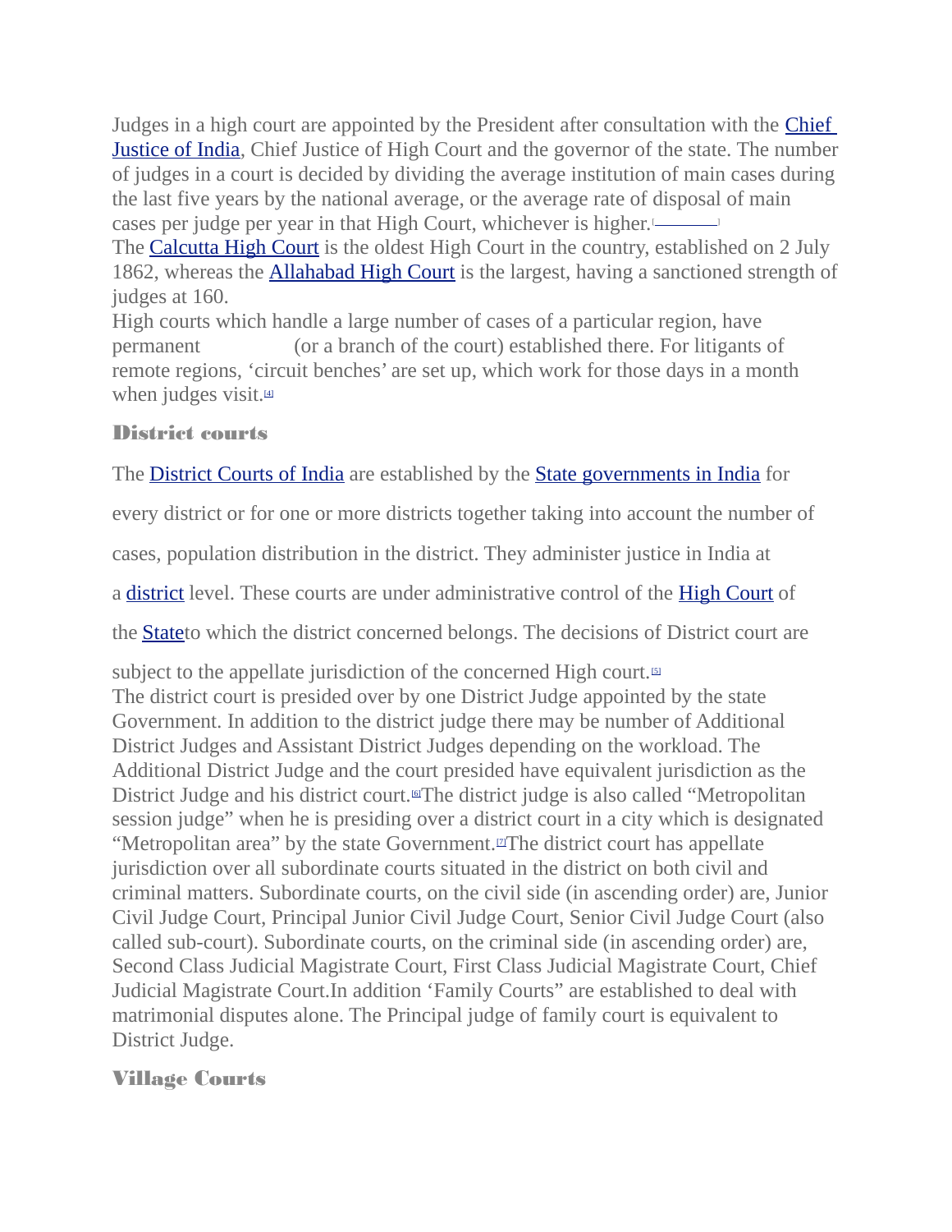Judges in a high court are appointed by the President after consultation with the Chief Justice of India, Chief Justice of High Court and the governor of the state. The number of judges in a court is decided by dividing the average institution of main cases during the last five years by the national average, or the average rate of disposal of main cases per judge per year in that High Court, whichever is higher.

The Calcutta High Court is the oldest High Court in the country, established on 2 July 1862, whereas the Allahabad High Court is the largest, having a sanctioned strength of judges at 160.

High courts which handle a large number of cases of a particular region, have permanent (or a branch of the court) established there. For litigants of remote regions, 'circuit benches' are set up, which work for those days in a month when judges visit.[4]

## District courts

The District Courts of India are established by the State governments in India for every district or for one or more districts together taking into account the number of cases, population distribution in the district. They administer justice in India at a district level. These courts are under administrative control of the High Court of the Stateto which the district concerned belongs. The decisions of District court are subject to the appellate jurisdiction of the concerned High court.[5]

The district court is presided over by one District Judge appointed by the state Government. In addition to the district judge there may be number of Additional District Judges and Assistant District Judges depending on the workload. The Additional District Judge and the court presided have equivalent jurisdiction as the District Judge and his district court.[6]The district judge is also called "Metropolitan session judge" when he is presiding over a district court in a city which is designated "Metropolitan area" by the state Government.[7]The district court has appellate jurisdiction over all subordinate courts situated in the district on both civil and criminal matters. Subordinate courts, on the civil side (in ascending order) are, Junior Civil Judge Court, Principal Junior Civil Judge Court, Senior Civil Judge Court (also called sub-court). Subordinate courts, on the criminal side (in ascending order) are, Second Class Judicial Magistrate Court, First Class Judicial Magistrate Court, Chief Judicial Magistrate Court.In addition 'Family Courts" are established to deal with matrimonial disputes alone. The Principal judge of family court is equivalent to District Judge.

## Village Courts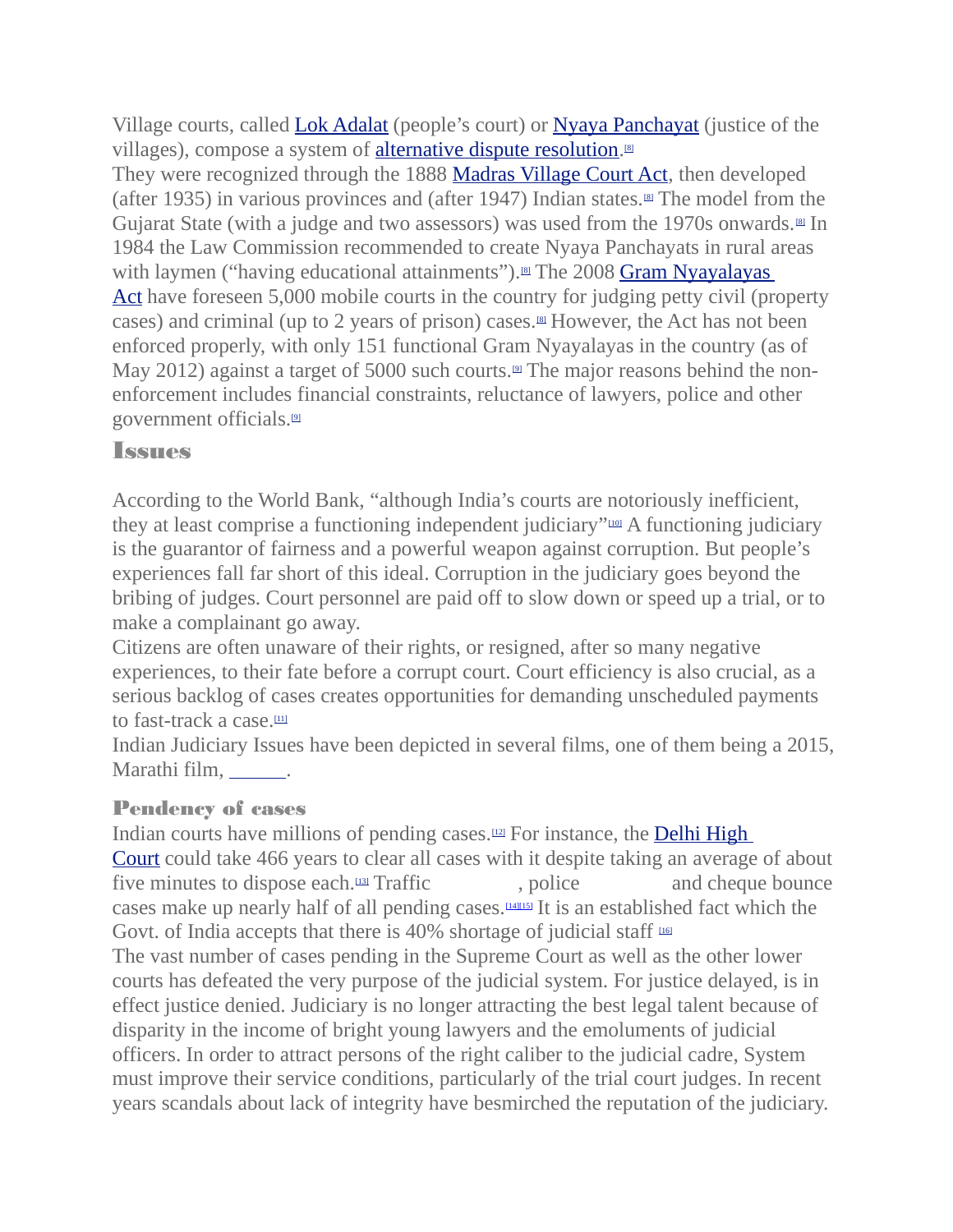Village courts, called Lok Adalat (people's court) or Nyaya Panchayat (justice of the villages), compose a system of alternative dispute resolution.[8]
They were recognized through the 1888 Madras Village Court Act, then developed (after 1935) in various provinces and (after 1947) Indian states.[8] The model from the Gujarat State (with a judge and two assessors) was used from the 1970s onwards.[8] In 1984 the Law Commission recommended to create Nyaya Panchayats in rural areas with laymen ("having educational attainments").[8] The 2008 Gram Nyayalayas Act have foreseen 5,000 mobile courts in the country for judging petty civil (property cases) and criminal (up to 2 years of prison) cases.[8] However, the Act has not been enforced properly, with only 151 functional Gram Nyayalayas in the country (as of May 2012) against a target of 5000 such courts.[9] The major reasons behind the non-enforcement includes financial constraints, reluctance of lawyers, police and other government officials.[9]

## Issues

According to the World Bank, "although India's courts are notoriously inefficient, they at least comprise a functioning independent judiciary"[10] A functioning judiciary is the guarantor of fairness and a powerful weapon against corruption. But people's experiences fall far short of this ideal. Corruption in the judiciary goes beyond the bribing of judges. Court personnel are paid off to slow down or speed up a trial, or to make a complainant go away.
Citizens are often unaware of their rights, or resigned, after so many negative experiences, to their fate before a corrupt court. Court efficiency is also crucial, as a serious backlog of cases creates opportunities for demanding unscheduled payments to fast-track a case.[11]
Indian Judiciary Issues have been depicted in several films, one of them being a 2015, Marathi film, ______.

### Pendency of cases

Indian courts have millions of pending cases.[12] For instance, the Delhi High Court could take 466 years to clear all cases with it despite taking an average of about five minutes to dispose each.[13] Traffic , police and cheque bounce cases make up nearly half of all pending cases.[14][15] It is an established fact which the Govt. of India accepts that there is 40% shortage of judicial staff [16]
The vast number of cases pending in the Supreme Court as well as the other lower courts has defeated the very purpose of the judicial system. For justice delayed, is in effect justice denied. Judiciary is no longer attracting the best legal talent because of disparity in the income of bright young lawyers and the emoluments of judicial officers. In order to attract persons of the right caliber to the judicial cadre, System must improve their service conditions, particularly of the trial court judges. In recent years scandals about lack of integrity have besmirched the reputation of the judiciary.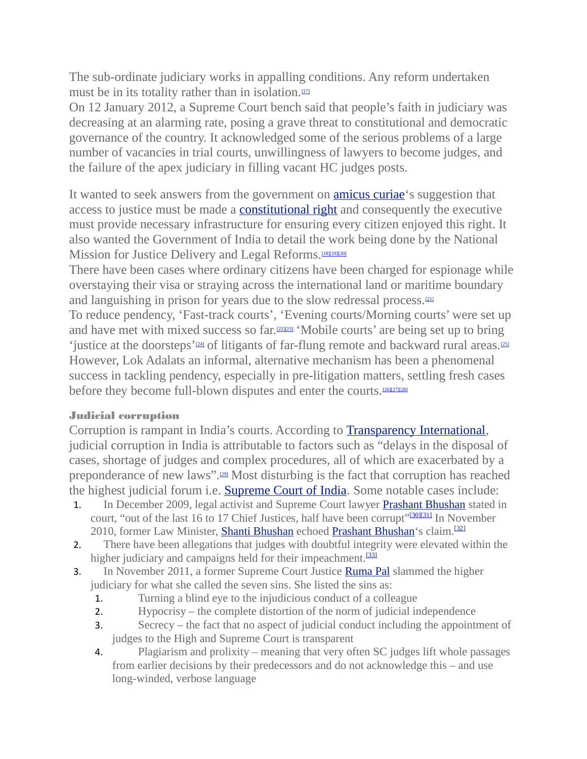The sub-ordinate judiciary works in appalling conditions. Any reform undertaken must be in its totality rather than in isolation.[17]

On 12 January 2012, a Supreme Court bench said that people's faith in judiciary was decreasing at an alarming rate, posing a grave threat to constitutional and democratic governance of the country. It acknowledged some of the serious problems of a large number of vacancies in trial courts, unwillingness of lawyers to become judges, and the failure of the apex judiciary in filling vacant HC judges posts.

It wanted to seek answers from the government on amicus curiae's suggestion that access to justice must be made a constitutional right and consequently the executive must provide necessary infrastructure for ensuring every citizen enjoyed this right. It also wanted the Government of India to detail the work being done by the National Mission for Justice Delivery and Legal Reforms.[18][19][20]

There have been cases where ordinary citizens have been charged for espionage while overstaying their visa or straying across the international land or maritime boundary and languishing in prison for years due to the slow redressal process.[21]

To reduce pendency, 'Fast-track courts', 'Evening courts/Morning courts' were set up and have met with mixed success so far.[22][23] 'Mobile courts' are being set up to bring 'justice at the doorsteps'[24] of litigants of far-flung remote and backward rural areas.[25] However, Lok Adalats an informal, alternative mechanism has been a phenomenal success in tackling pendency, especially in pre-litigation matters, settling fresh cases before they become full-blown disputes and enter the courts.[26][27][28]

### Judicial corruption

Corruption is rampant in India's courts. According to Transparency International, judicial corruption in India is attributable to factors such as "delays in the disposal of cases, shortage of judges and complex procedures, all of which are exacerbated by a preponderance of new laws".[29] Most disturbing is the fact that corruption has reached the highest judicial forum i.e. Supreme Court of India. Some notable cases include:

1. In December 2009, legal activist and Supreme Court lawyer Prashant Bhushan stated in court, "out of the last 16 to 17 Chief Justices, half have been corrupt"[30][31] In November 2010, former Law Minister, Shanti Bhushan echoed Prashant Bhushan's claim.[32]
2. There have been allegations that judges with doubtful integrity were elevated within the higher judiciary and campaigns held for their impeachment.[33]
3. In November 2011, a former Supreme Court Justice Ruma Pal slammed the higher judiciary for what she called the seven sins. She listed the sins as:
    1. Turning a blind eye to the injudicious conduct of a colleague
    2. Hypocrisy – the complete distortion of the norm of judicial independence
    3. Secrecy – the fact that no aspect of judicial conduct including the appointment of judges to the High and Supreme Court is transparent
    4. Plagiarism and prolixity – meaning that very often SC judges lift whole passages from earlier decisions by their predecessors and do not acknowledge this – and use long-winded, verbose language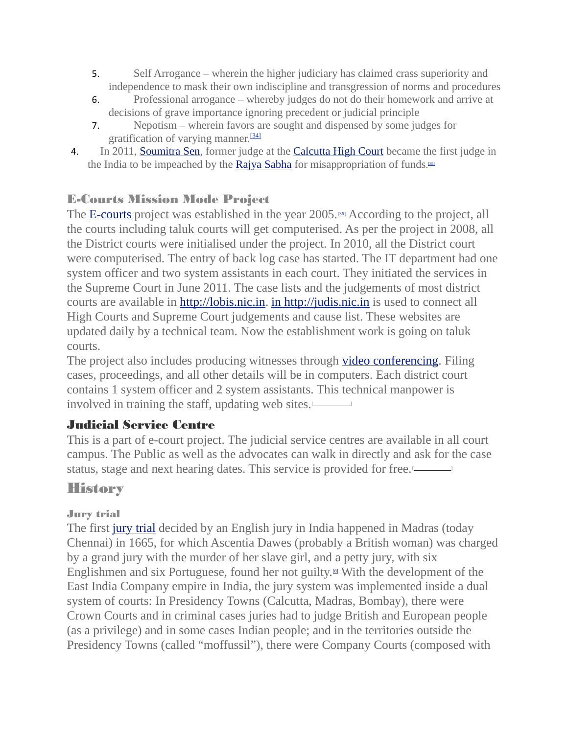5. Self Arrogance – wherein the higher judiciary has claimed crass superiority and independence to mask their own indiscipline and transgression of norms and procedures
6. Professional arrogance – whereby judges do not do their homework and arrive at decisions of grave importance ignoring precedent or judicial principle
7. Nepotism – wherein favors are sought and dispensed by some judges for gratification of varying manner.[34]

4. In 2011, Soumitra Sen, former judge at the Calcutta High Court became the first judge in the India to be impeached by the Rajya Sabha for misappropriation of funds.[35]

## E-Courts Mission Mode Project

The E-courts project was established in the year 2005.[36] According to the project, all the courts including taluk courts will get computerised. As per the project in 2008, all the District courts were initialised under the project. In 2010, all the District court were computerised. The entry of back log case has started. The IT department had one system officer and two system assistants in each court. They initiated the services in the Supreme Court in June 2011. The case lists and the judgements of most district courts are available in http://lobis.nic.in. in http://judis.nic.in is used to connect all High Courts and Supreme Court judgements and cause list. These websites are updated daily by a technical team. Now the establishment work is going on taluk courts.

The project also includes producing witnesses through video conferencing. Filing cases, proceedings, and all other details will be in computers. Each district court contains 1 system officer and 2 system assistants. This technical manpower is involved in training the staff, updating web sites.[ ]

### Judicial Service Centre

This is a part of e-court project. The judicial service centres are available in all court campus. The Public as well as the advocates can walk in directly and ask for the case status, stage and next hearing dates. This service is provided for free.[ ]

## History

### Jury trial

The first jury trial decided by an English jury in India happened in Madras (today Chennai) in 1665, for which Ascentia Dawes (probably a British woman) was charged by a grand jury with the murder of her slave girl, and a petty jury, with six Englishmen and six Portuguese, found her not guilty.[8] With the development of the East India Company empire in India, the jury system was implemented inside a dual system of courts: In Presidency Towns (Calcutta, Madras, Bombay), there were Crown Courts and in criminal cases juries had to judge British and European people (as a privilege) and in some cases Indian people; and in the territories outside the Presidency Towns (called “moffussil”), there were Company Courts (composed with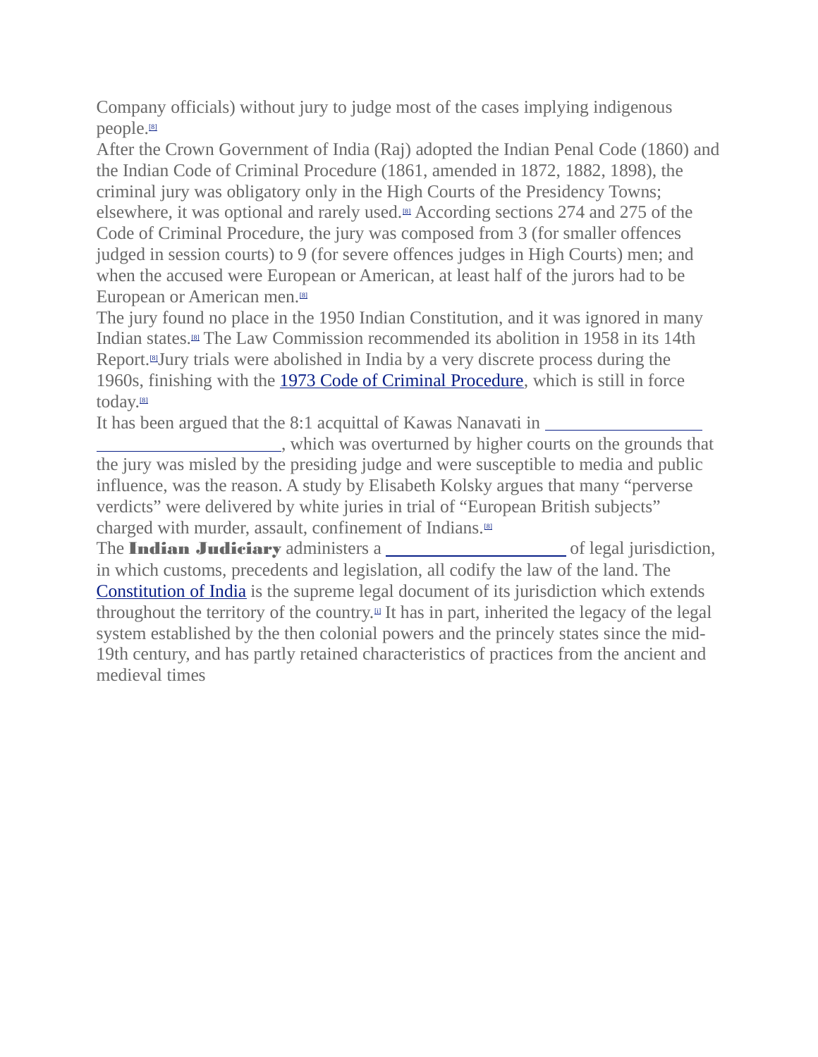Company officials) without jury to judge most of the cases implying indigenous people.[8]

After the Crown Government of India (Raj) adopted the Indian Penal Code (1860) and the Indian Code of Criminal Procedure (1861, amended in 1872, 1882, 1898), the criminal jury was obligatory only in the High Courts of the Presidency Towns; elsewhere, it was optional and rarely used.[8] According sections 274 and 275 of the Code of Criminal Procedure, the jury was composed from 3 (for smaller offences judged in session courts) to 9 (for severe offences judges in High Courts) men; and when the accused were European or American, at least half of the jurors had to be European or American men.[8]

The jury found no place in the 1950 Indian Constitution, and it was ignored in many Indian states.[8] The Law Commission recommended its abolition in 1958 in its 14th Report.[8]Jury trials were abolished in India by a very discrete process during the 1960s, finishing with the 1973 Code of Criminal Procedure, which is still in force today.[8]

It has been argued that the 8:1 acquittal of Kawas Nanavati in ______________________________________, which was overturned by higher courts on the grounds that the jury was misled by the presiding judge and were susceptible to media and public influence, was the reason. A study by Elisabeth Kolsky argues that many "perverse verdicts" were delivered by white juries in trial of "European British subjects" charged with murder, assault, confinement of Indians.[8]

The **Indian Judiciary** administers a ______________________ of legal jurisdiction, in which customs, precedents and legislation, all codify the law of the land. The Constitution of India is the supreme legal document of its jurisdiction which extends throughout the territory of the country.[1] It has in part, inherited the legacy of the legal system established by the then colonial powers and the princely states since the mid-19th century, and has partly retained characteristics of practices from the ancient and medieval times